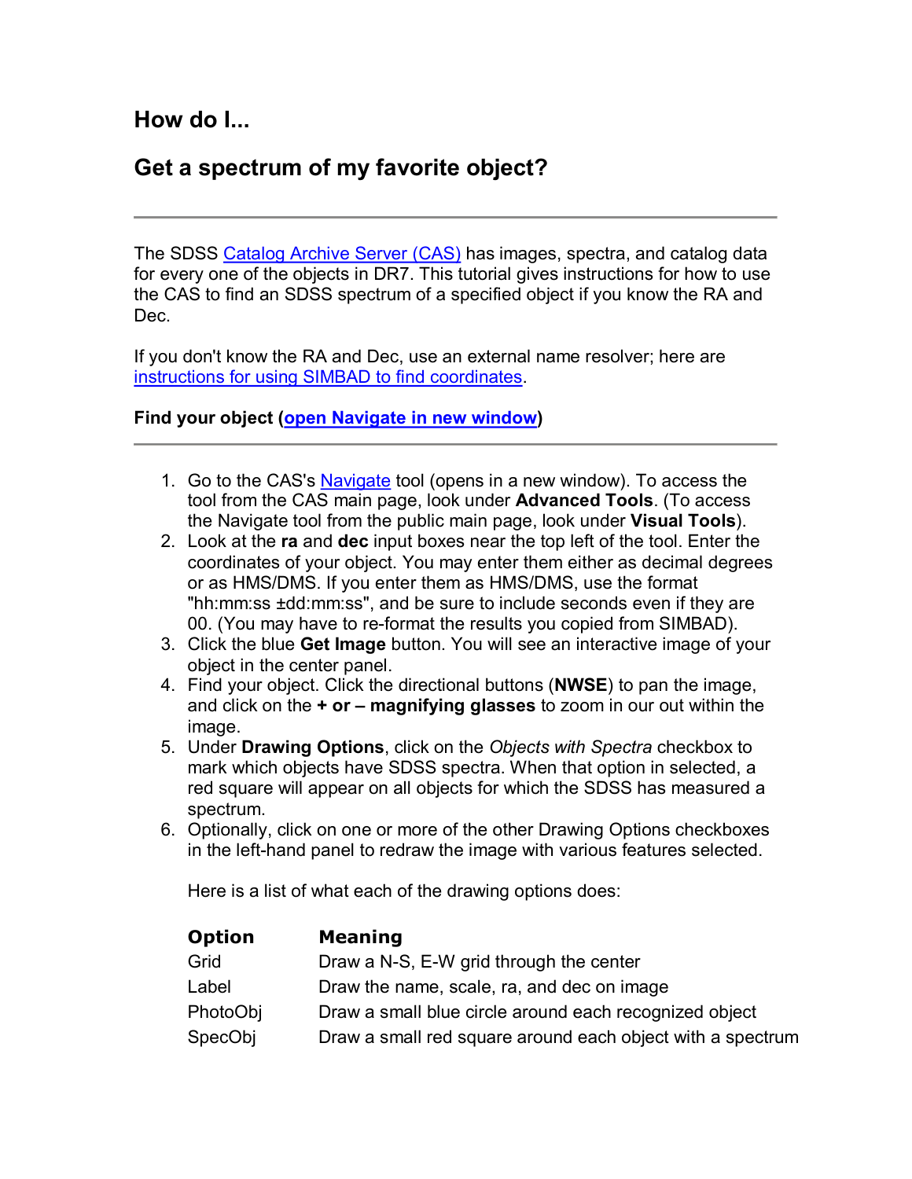## How do I...

## Get a spectrum of my favorite object?

---

The SDSS Catalog Archive Server (CAS) has images, spectra, and catalog data for every one of the objects in DR7. This tutorial gives instructions for how to use the CAS to find an SDSS spectrum of a specified object if you know the RA and Dec.

If you don't know the RA and Dec, use an external name resolver; here are instructions for using SIMBAD to find coordinates.

### Find your object (open Navigate in new window)

---

1. Go to the CAS's Navigate tool (opens in a new window). To access the tool from the CAS main page, look under **Advanced Tools**. (To access the Navigate tool from the public main page, look under **Visual Tools**).
2. Look at the **ra** and **dec** input boxes near the top left of the tool. Enter the coordinates of your object. You may enter them either as decimal degrees or as HMS/DMS. If you enter them as HMS/DMS, use the format "hh:mm:ss ±dd:mm:ss", and be sure to include seconds even if they are 00. (You may have to re-format the results you copied from SIMBAD).
3. Click the blue **Get Image** button. You will see an interactive image of your object in the center panel.
4. Find your object. Click the directional buttons (**NWSE**) to pan the image, and click on the **+ or – magnifying glasses** to zoom in our out within the image.
5. Under **Drawing Options**, click on the *Objects with Spectra* checkbox to mark which objects have SDSS spectra. When that option in selected, a red square will appear on all objects for which the SDSS has measured a spectrum.
6. Optionally, click on one or more of the other Drawing Options checkboxes in the left-hand panel to redraw the image with various features selected.

   Here is a list of what each of the drawing options does:

   | Option | Meaning |
   | --- | --- |
   | Grid | Draw a N-S, E-W grid through the center |
   | Label | Draw the name, scale, ra, and dec on image |
   | PhotoObj | Draw a small blue circle around each recognized object |
   | SpecObj | Draw a small red square around each object with a spectrum |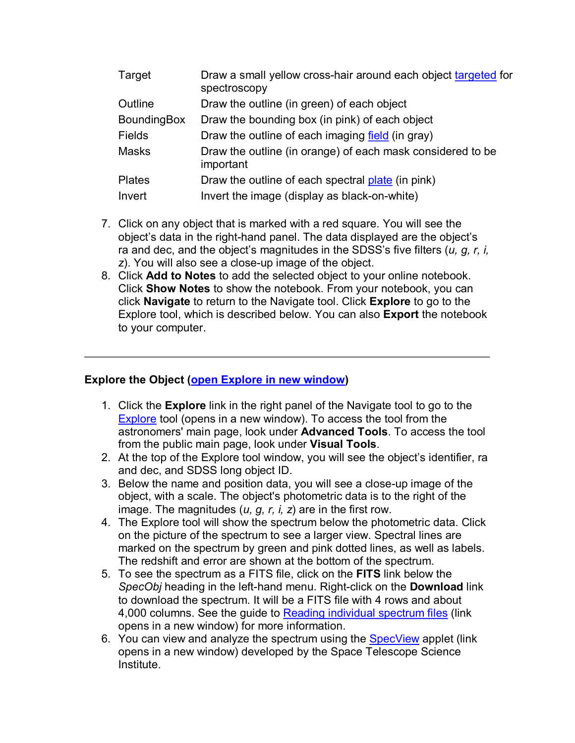| | |
|---|---|
| Target | Draw a small yellow cross-hair around each object targeted for spectroscopy |
| Outline | Draw the outline (in green) of each object |
| BoundingBox | Draw the bounding box (in pink) of each object |
| Fields | Draw the outline of each imaging field (in gray) |
| Masks | Draw the outline (in orange) of each mask considered to be important |
| Plates | Draw the outline of each spectral plate (in pink) |
| Invert | Invert the image (display as black-on-white) |

7. Click on any object that is marked with a red square. You will see the object's data in the right-hand panel. The data displayed are the object's ra and dec, and the object's magnitudes in the SDSS's five filters (*u, g, r, i, z*). You will also see a close-up image of the object.
8. Click **Add to Notes** to add the selected object to your online notebook. Click **Show Notes** to show the notebook. From your notebook, you can click **Navigate** to return to the Navigate tool. Click **Explore** to go to the Explore tool, which is described below. You can also **Export** the notebook to your computer.

---

**Explore the Object (open Explore in new window)**

1. Click the **Explore** link in the right panel of the Navigate tool to go to the Explore tool (opens in a new window). To access the tool from the astronomers' main page, look under **Advanced Tools**. To access the tool from the public main page, look under **Visual Tools**.
2. At the top of the Explore tool window, you will see the object's identifier, ra and dec, and SDSS long object ID.
3. Below the name and position data, you will see a close-up image of the object, with a scale. The object's photometric data is to the right of the image. The magnitudes (*u, g, r, i, z*) are in the first row.
4. The Explore tool will show the spectrum below the photometric data. Click on the picture of the spectrum to see a larger view. Spectral lines are marked on the spectrum by green and pink dotted lines, as well as labels. The redshift and error are shown at the bottom of the spectrum.
5. To see the spectrum as a FITS file, click on the **FITS** link below the *SpecObj* heading in the left-hand menu. Right-click on the **Download** link to download the spectrum. It will be a FITS file with 4 rows and about 4,000 columns. See the guide to Reading individual spectrum files (link opens in a new window) for more information.
6. You can view and analyze the spectrum using the SpecView applet (link opens in a new window) developed by the Space Telescope Science Institute.